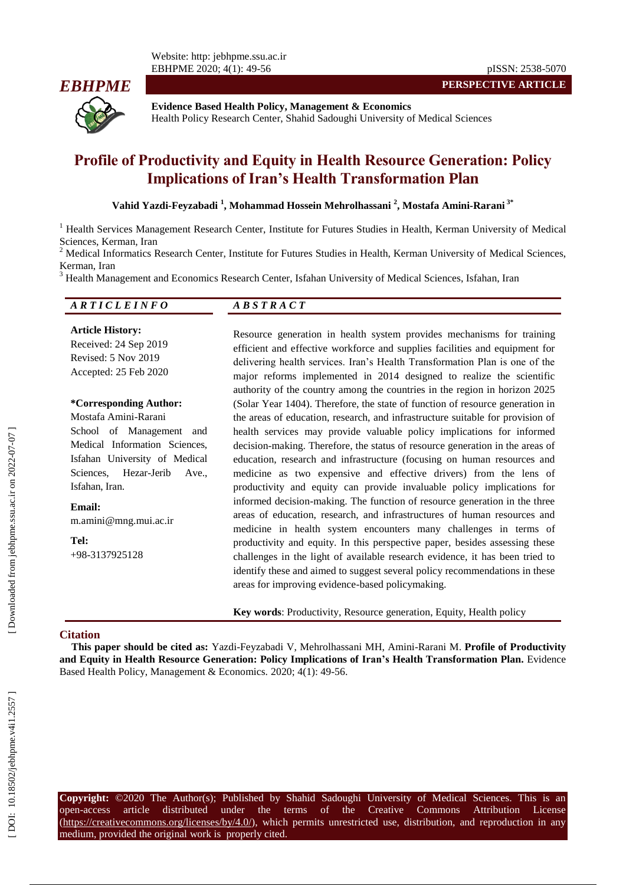**PERSPECTIVE ARTICLE**

**Evidence Based Health Policy, Management & Economics**
Health Policy Research Center, Shahid Sadoughi University of Medical Sciences

# Profile of Productivity and Equity in Health Resource Generation: Policy Implications of Iran's Health Transformation Plan

**Vahid Yazdi-Feyzabadi [1], Mohammad Hossein Mehrolhassani [2], Mostafa Amini-Rarani [3*]**

[1] Health Services Management Research Center, Institute for Futures Studies in Health, Kerman University of Medical Sciences, Kerman, Iran

[2] Medical Informatics Research Center, Institute for Futures Studies in Health, Kerman University of Medical Sciences, Kerman, Iran

[3] Health Management and Economics Research Center, Isfahan University of Medical Sciences, Isfahan, Iran

## ARTICLE INFO

**Article History:**
Received: 24 Sep 2019
Revised: 5 Nov 2019
Accepted: 25 Feb 2020

**\*Corresponding Author:**
Mostafa Amini-Rarani
School of Management and Medical Information Sciences, Isfahan University of Medical Sciences, Hezar-Jerib Ave., Isfahan, Iran.

**Email:**
m.amini@mng.mui.ac.ir

**Tel:**
+98-3137925128

## ABSTRACT

Resource generation in health system provides mechanisms for training efficient and effective workforce and supplies facilities and equipment for delivering health services. Iran's Health Transformation Plan is one of the major reforms implemented in 2014 designed to realize the scientific authority of the country among the countries in the region in horizon 2025 (Solar Year 1404). Therefore, the state of function of resource generation in the areas of education, research, and infrastructure suitable for provision of health services may provide valuable policy implications for informed decision-making. Therefore, the status of resource generation in the areas of education, research and infrastructure (focusing on human resources and medicine as two expensive and effective drivers) from the lens of productivity and equity can provide invaluable policy implications for informed decision-making. The function of resource generation in the three areas of education, research, and infrastructures of human resources and medicine in health system encounters many challenges in terms of productivity and equity. In this perspective paper, besides assessing these challenges in the light of available research evidence, it has been tried to identify these and aimed to suggest several policy recommendations in these areas for improving evidence-based policymaking.

**Key words**: Productivity, Resource generation, Equity, Health policy

## Citation

**This paper should be cited as:** Yazdi-Feyzabadi V, Mehrolhassani MH, Amini-Rarani M. **Profile of Productivity and Equity in Health Resource Generation: Policy Implications of Iran's Health Transformation Plan.** Evidence Based Health Policy, Management & Economics. 2020; 4(1): 49-56.

**Copyright:** ©2020 The Author(s); Published by Shahid Sadoughi University of Medical Sciences. This is an open-access article distributed under the terms of the Creative Commons Attribution License (https://creativecommons.org/licenses/by/4.0/), which permits unrestricted use, distribution, and reproduction in any medium, provided the original work is properly cited.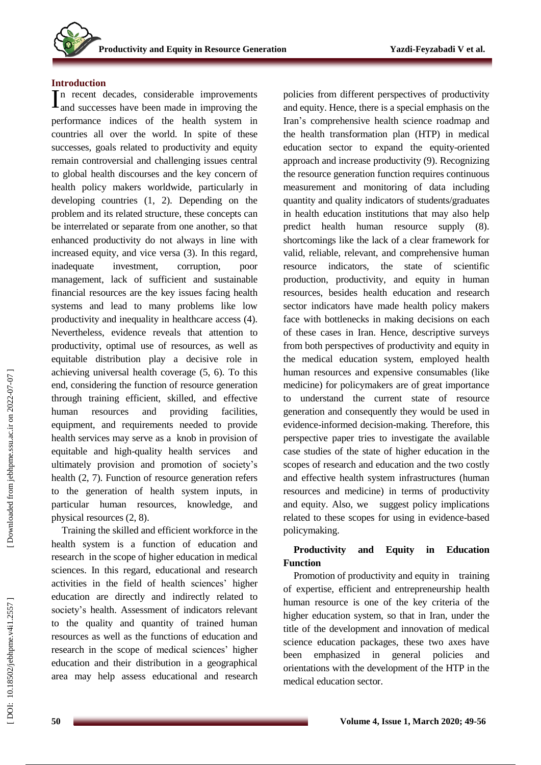## Introduction

In recent decades, considerable improvements and successes have been made in improving the performance indices of the health system in countries all over the world. In spite of these successes, goals related to productivity and equity remain controversial and challenging issues central to global health discourses and the key concern of health policy makers worldwide, particularly in developing countries (1, 2). Depending on the problem and its related structure, these concepts can be interrelated or separate from one another, so that enhanced productivity do not always in line with increased equity, and vice versa (3). In this regard, inadequate investment, corruption, poor management, lack of sufficient and sustainable financial resources are the key issues facing health systems and lead to many problems like low productivity and inequality in healthcare access (4). Nevertheless, evidence reveals that attention to productivity, optimal use of resources, as well as equitable distribution play a decisive role in achieving universal health coverage (5, 6). To this end, considering the function of resource generation through training efficient, skilled, and effective human resources and providing facilities, equipment, and requirements needed to provide health services may serve as a knob in provision of equitable and high-quality health services and ultimately provision and promotion of society's health (2, 7). Function of resource generation refers to the generation of health system inputs, in particular human resources, knowledge, and physical resources (2, 8).

Training the skilled and efficient workforce in the health system is a function of education and research in the scope of higher education in medical sciences. In this regard, educational and research activities in the field of health sciences' higher education are directly and indirectly related to society's health. Assessment of indicators relevant to the quality and quantity of trained human resources as well as the functions of education and research in the scope of medical sciences' higher education and their distribution in a geographical area may help assess educational and research policies from different perspectives of productivity and equity. Hence, there is a special emphasis on the Iran's comprehensive health science roadmap and the health transformation plan (HTP) in medical education sector to expand the equity-oriented approach and increase productivity (9). Recognizing the resource generation function requires continuous measurement and monitoring of data including quantity and quality indicators of students/graduates in health education institutions that may also help predict health human resource supply (8). shortcomings like the lack of a clear framework for valid, reliable, relevant, and comprehensive human resource indicators, the state of scientific production, productivity, and equity in human resources, besides health education and research sector indicators have made health policy makers face with bottlenecks in making decisions on each of these cases in Iran. Hence, descriptive surveys from both perspectives of productivity and equity in the medical education system, employed health human resources and expensive consumables (like medicine) for policymakers are of great importance to understand the current state of resource generation and consequently they would be used in evidence-informed decision-making. Therefore, this perspective paper tries to investigate the available case studies of the state of higher education in the scopes of research and education and the two costly and effective health system infrastructures (human resources and medicine) in terms of productivity and equity. Also, we suggest policy implications related to these scopes for using in evidence-based policymaking.

## Productivity and Equity in Education Function

Promotion of productivity and equity in training of expertise, efficient and entrepreneurship health human resource is one of the key criteria of the higher education system, so that in Iran, under the title of the development and innovation of medical science education packages, these two axes have been emphasized in general policies and orientations with the development of the HTP in the medical education sector.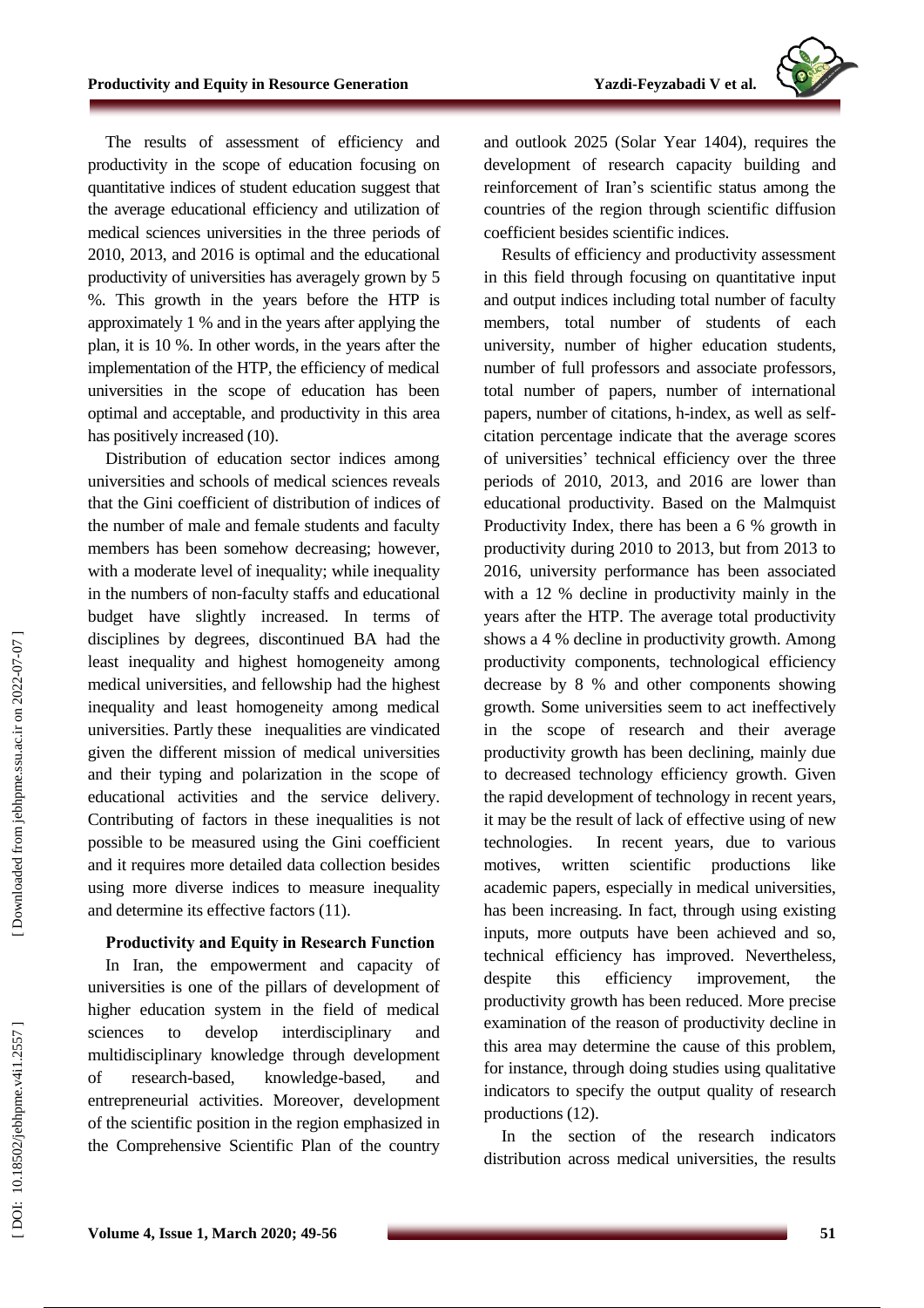The results of assessment of efficiency and productivity in the scope of education focusing on quantitative indices of student education suggest that the average educational efficiency and utilization of medical sciences universities in the three periods of 2010, 2013, and 2016 is optimal and the educational productivity of universities has averagely grown by 5 %. This growth in the years before the HTP is approximately 1 % and in the years after applying the plan, it is 10 %. In other words, in the years after the implementation of the HTP, the efficiency of medical universities in the scope of education has been optimal and acceptable, and productivity in this area has positively increased (10).

Distribution of education sector indices among universities and schools of medical sciences reveals that the Gini coefficient of distribution of indices of the number of male and female students and faculty members has been somehow decreasing; however, with a moderate level of inequality; while inequality in the numbers of non-faculty staffs and educational budget have slightly increased. In terms of disciplines by degrees, discontinued BA had the least inequality and highest homogeneity among medical universities, and fellowship had the highest inequality and least homogeneity among medical universities. Partly these inequalities are vindicated given the different mission of medical universities and their typing and polarization in the scope of educational activities and the service delivery. Contributing of factors in these inequalities is not possible to be measured using the Gini coefficient and it requires more detailed data collection besides using more diverse indices to measure inequality and determine its effective factors (11).

### Productivity and Equity in Research Function

In Iran, the empowerment and capacity of universities is one of the pillars of development of higher education system in the field of medical sciences to develop interdisciplinary and multidisciplinary knowledge through development of research-based, knowledge-based, and entrepreneurial activities. Moreover, development of the scientific position in the region emphasized in the Comprehensive Scientific Plan of the country and outlook 2025 (Solar Year 1404), requires the development of research capacity building and reinforcement of Iran's scientific status among the countries of the region through scientific diffusion coefficient besides scientific indices.

Results of efficiency and productivity assessment in this field through focusing on quantitative input and output indices including total number of faculty members, total number of students of each university, number of higher education students, number of full professors and associate professors, total number of papers, number of international papers, number of citations, h-index, as well as self-citation percentage indicate that the average scores of universities' technical efficiency over the three periods of 2010, 2013, and 2016 are lower than educational productivity. Based on the Malmquist Productivity Index, there has been a 6 % growth in productivity during 2010 to 2013, but from 2013 to 2016, university performance has been associated with a 12 % decline in productivity mainly in the years after the HTP. The average total productivity shows a 4 % decline in productivity growth. Among productivity components, technological efficiency decrease by 8 % and other components showing growth. Some universities seem to act ineffectively in the scope of research and their average productivity growth has been declining, mainly due to decreased technology efficiency growth. Given the rapid development of technology in recent years, it may be the result of lack of effective using of new technologies. In recent years, due to various motives, written scientific productions like academic papers, especially in medical universities, has been increasing. In fact, through using existing inputs, more outputs have been achieved and so, technical efficiency has improved. Nevertheless, despite this efficiency improvement, the productivity growth has been reduced. More precise examination of the reason of productivity decline in this area may determine the cause of this problem, for instance, through doing studies using qualitative indicators to specify the output quality of research productions (12).

In the section of the research indicators distribution across medical universities, the results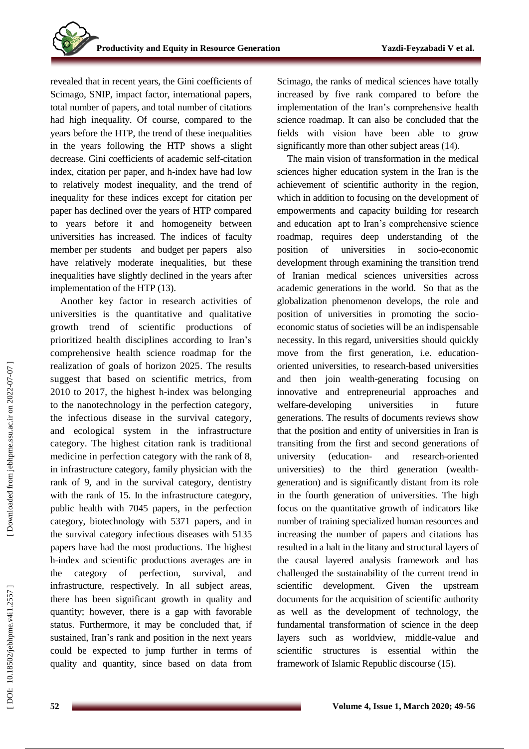revealed that in recent years, the Gini coefficients of Scimago, SNIP, impact factor, international papers, total number of papers, and total number of citations had high inequality. Of course, compared to the years before the HTP, the trend of these inequalities in the years following the HTP shows a slight decrease. Gini coefficients of academic self-citation index, citation per paper, and h-index have had low to relatively modest inequality, and the trend of inequality for these indices except for citation per paper has declined over the years of HTP compared to years before it and homogeneity between universities has increased. The indices of faculty member per students and budget per papers also have relatively moderate inequalities, but these inequalities have slightly declined in the years after implementation of the HTP (13).

Another key factor in research activities of universities is the quantitative and qualitative growth trend of scientific productions of prioritized health disciplines according to Iran's comprehensive health science roadmap for the realization of goals of horizon 2025. The results suggest that based on scientific metrics, from 2010 to 2017, the highest h-index was belonging to the nanotechnology in the perfection category, the infectious disease in the survival category, and ecological system in the infrastructure category. The highest citation rank is traditional medicine in perfection category with the rank of 8, in infrastructure category, family physician with the rank of 9, and in the survival category, dentistry with the rank of 15. In the infrastructure category, public health with 7045 papers, in the perfection category, biotechnology with 5371 papers, and in the survival category infectious diseases with 5135 papers have had the most productions. The highest h-index and scientific productions averages are in the category of perfection, survival, and infrastructure, respectively. In all subject areas, there has been significant growth in quality and quantity; however, there is a gap with favorable status. Furthermore, it may be concluded that, if sustained, Iran's rank and position in the next years could be expected to jump further in terms of quality and quantity, since based on data from Scimago, the ranks of medical sciences have totally increased by five rank compared to before the implementation of the Iran's comprehensive health science roadmap. It can also be concluded that the fields with vision have been able to grow significantly more than other subject areas (14).

The main vision of transformation in the medical sciences higher education system in the Iran is the achievement of scientific authority in the region, which in addition to focusing on the development of empowerments and capacity building for research and education apt to Iran's comprehensive science roadmap, requires deep understanding of the position of universities in socio-economic development through examining the transition trend of Iranian medical sciences universities across academic generations in the world. So that as the globalization phenomenon develops, the role and position of universities in promoting the socio-economic status of societies will be an indispensable necessity. In this regard, universities should quickly move from the first generation, i.e. education-oriented universities, to research-based universities and then join wealth-generating focusing on innovative and entrepreneurial approaches and welfare-developing universities in future generations. The results of documents reviews show that the position and entity of universities in Iran is transiting from the first and second generations of university (education- and research-oriented universities) to the third generation (wealth-generation) and is significantly distant from its role in the fourth generation of universities. The high focus on the quantitative growth of indicators like number of training specialized human resources and increasing the number of papers and citations has resulted in a halt in the litany and structural layers of the causal layered analysis framework and has challenged the sustainability of the current trend in scientific development. Given the upstream documents for the acquisition of scientific authority as well as the development of technology, the fundamental transformation of science in the deep layers such as worldview, middle-value and scientific structures is essential within the framework of Islamic Republic discourse (15).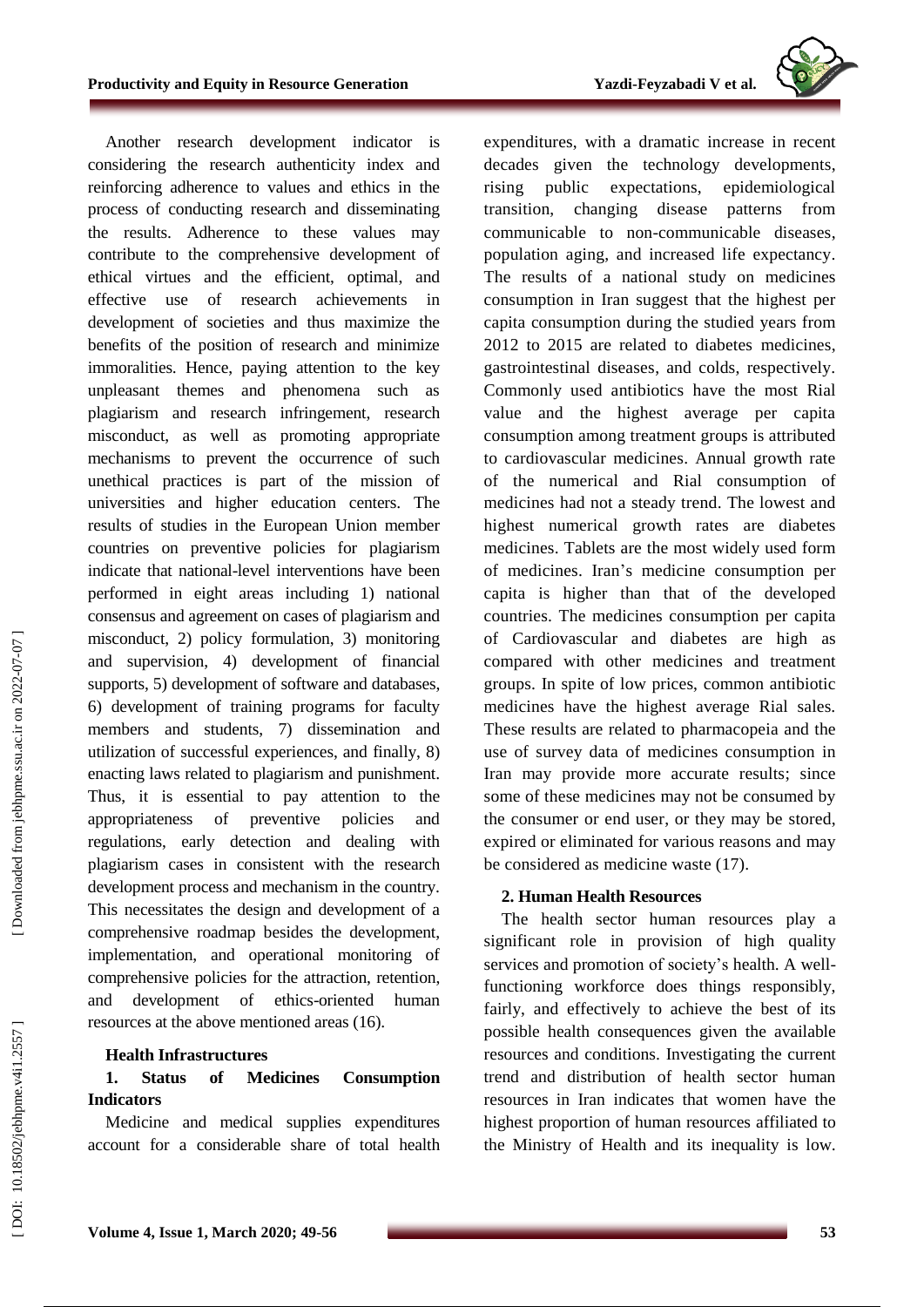Another research development indicator is considering the research authenticity index and reinforcing adherence to values and ethics in the process of conducting research and disseminating the results. Adherence to these values may contribute to the comprehensive development of ethical virtues and the efficient, optimal, and effective use of research achievements in development of societies and thus maximize the benefits of the position of research and minimize immoralities. Hence, paying attention to the key unpleasant themes and phenomena such as plagiarism and research infringement, research misconduct, as well as promoting appropriate mechanisms to prevent the occurrence of such unethical practices is part of the mission of universities and higher education centers. The results of studies in the European Union member countries on preventive policies for plagiarism indicate that national-level interventions have been performed in eight areas including 1) national consensus and agreement on cases of plagiarism and misconduct, 2) policy formulation, 3) monitoring and supervision, 4) development of financial supports, 5) development of software and databases, 6) development of training programs for faculty members and students, 7) dissemination and utilization of successful experiences, and finally, 8) enacting laws related to plagiarism and punishment. Thus, it is essential to pay attention to the appropriateness of preventive policies and regulations, early detection and dealing with plagiarism cases in consistent with the research development process and mechanism in the country. This necessitates the design and development of a comprehensive roadmap besides the development, implementation, and operational monitoring of comprehensive policies for the attraction, retention, and development of ethics-oriented human resources at the above mentioned areas (16).

**Health Infrastructures**

**1. Status of Medicines Consumption Indicators**

Medicine and medical supplies expenditures account for a considerable share of total health expenditures, with a dramatic increase in recent decades given the technology developments, rising public expectations, epidemiological transition, changing disease patterns from communicable to non-communicable diseases, population aging, and increased life expectancy. The results of a national study on medicines consumption in Iran suggest that the highest per capita consumption during the studied years from 2012 to 2015 are related to diabetes medicines, gastrointestinal diseases, and colds, respectively. Commonly used antibiotics have the most Rial value and the highest average per capita consumption among treatment groups is attributed to cardiovascular medicines. Annual growth rate of the numerical and Rial consumption of medicines had not a steady trend. The lowest and highest numerical growth rates are diabetes medicines. Tablets are the most widely used form of medicines. Iran's medicine consumption per capita is higher than that of the developed countries. The medicines consumption per capita of Cardiovascular and diabetes are high as compared with other medicines and treatment groups. In spite of low prices, common antibiotic medicines have the highest average Rial sales. These results are related to pharmacopeia and the use of survey data of medicines consumption in Iran may provide more accurate results; since some of these medicines may not be consumed by the consumer or end user, or they may be stored, expired or eliminated for various reasons and may be considered as medicine waste (17).

**2. Human Health Resources**

The health sector human resources play a significant role in provision of high quality services and promotion of society's health. A well-functioning workforce does things responsibly, fairly, and effectively to achieve the best of its possible health consequences given the available resources and conditions. Investigating the current trend and distribution of health sector human resources in Iran indicates that women have the highest proportion of human resources affiliated to the Ministry of Health and its inequality is low.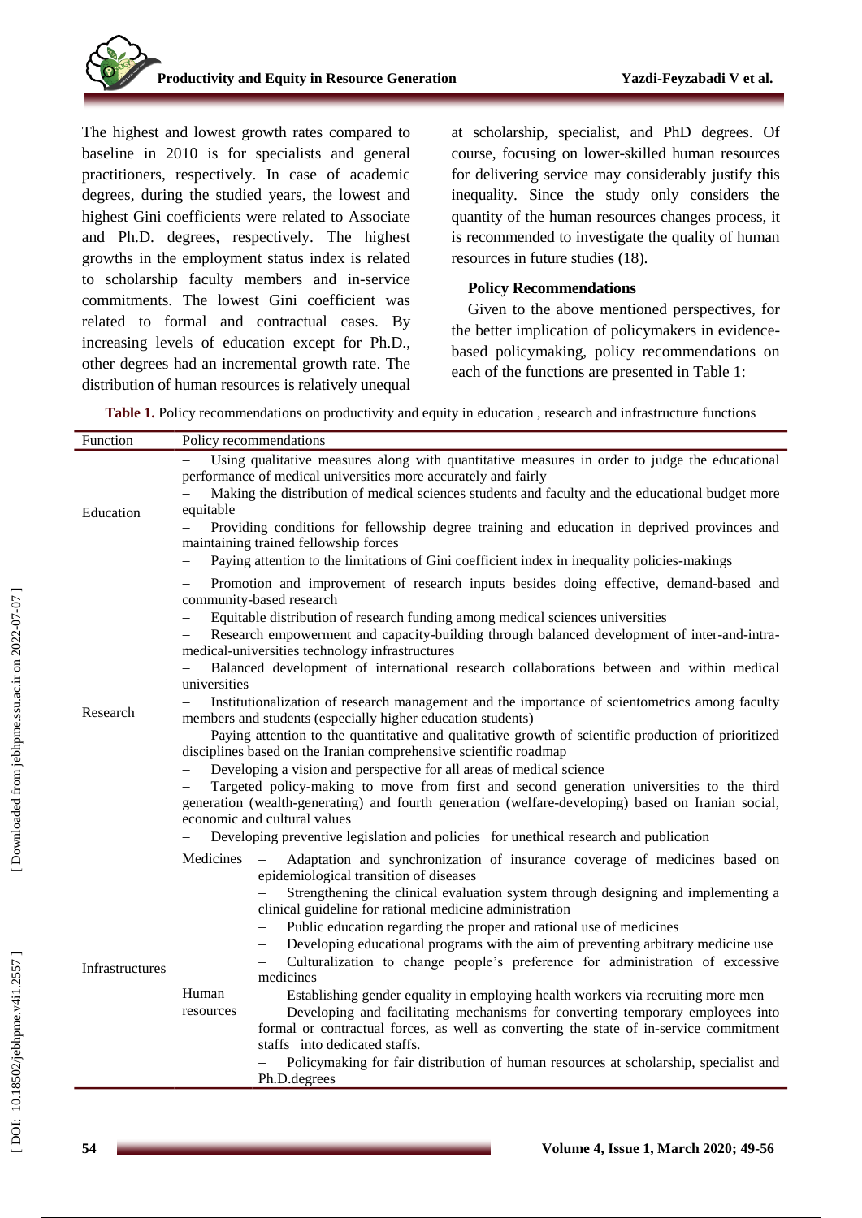The highest and lowest growth rates compared to baseline in 2010 is for specialists and general practitioners, respectively. In case of academic degrees, during the studied years, the lowest and highest Gini coefficients were related to Associate and Ph.D. degrees, respectively. The highest growths in the employment status index is related to scholarship faculty members and in-service commitments. The lowest Gini coefficient was related to formal and contractual cases. By increasing levels of education except for Ph.D., other degrees had an incremental growth rate. The distribution of human resources is relatively unequal at scholarship, specialist, and PhD degrees. Of course, focusing on lower-skilled human resources for delivering service may considerably justify this inequality. Since the study only considers the quantity of the human resources changes process, it is recommended to investigate the quality of human resources in future studies (18).

### Policy Recommendations

Given to the above mentioned perspectives, for the better implication of policymakers in evidence-based policymaking, policy recommendations on each of the functions are presented in Table 1:

**Table 1.** Policy recommendations on productivity and equity in education , research and infrastructure functions

| Function | | Policy recommendations |
|---|---|---|
| Education | | – Using qualitative measures along with quantitative measures in order to judge the educational performance of medical universities more accurately and fairly<br>– Making the distribution of medical sciences students and faculty and the educational budget more equitable<br>– Providing conditions for fellowship degree training and education in deprived provinces and maintaining trained fellowship forces<br>– Paying attention to the limitations of Gini coefficient index in inequality policies-makings |
| Research | | – Promotion and improvement of research inputs besides doing effective, demand-based and community-based research<br>– Equitable distribution of research funding among medical sciences universities<br>– Research empowerment and capacity-building through balanced development of inter-and-intra-medical-universities technology infrastructures<br>– Balanced development of international research collaborations between and within medical universities<br>– Institutionalization of research management and the importance of scientometrics among faculty members and students (especially higher education students)<br>– Paying attention to the quantitative and qualitative growth of scientific production of prioritized disciplines based on the Iranian comprehensive scientific roadmap<br>– Developing a vision and perspective for all areas of medical science<br>– Targeted policy-making to move from first and second generation universities to the third generation (wealth-generating) and fourth generation (welfare-developing) based on Iranian social, economic and cultural values<br>– Developing preventive legislation and policies for unethical research and publication |
| Infrastructures | Medicines | – Adaptation and synchronization of insurance coverage of medicines based on epidemiological transition of diseases<br>– Strengthening the clinical evaluation system through designing and implementing a clinical guideline for rational medicine administration<br>– Public education regarding the proper and rational use of medicines<br>– Developing educational programs with the aim of preventing arbitrary medicine use<br>– Culturalization to change people's preference for administration of excessive medicines |
| | Human resources | – Establishing gender equality in employing health workers via recruiting more men<br>– Developing and facilitating mechanisms for converting temporary employees into formal or contractual forces, as well as converting the state of in-service commitment staffs into dedicated staffs.<br>– Policymaking for fair distribution of human resources at scholarship, specialist and Ph.D.degrees |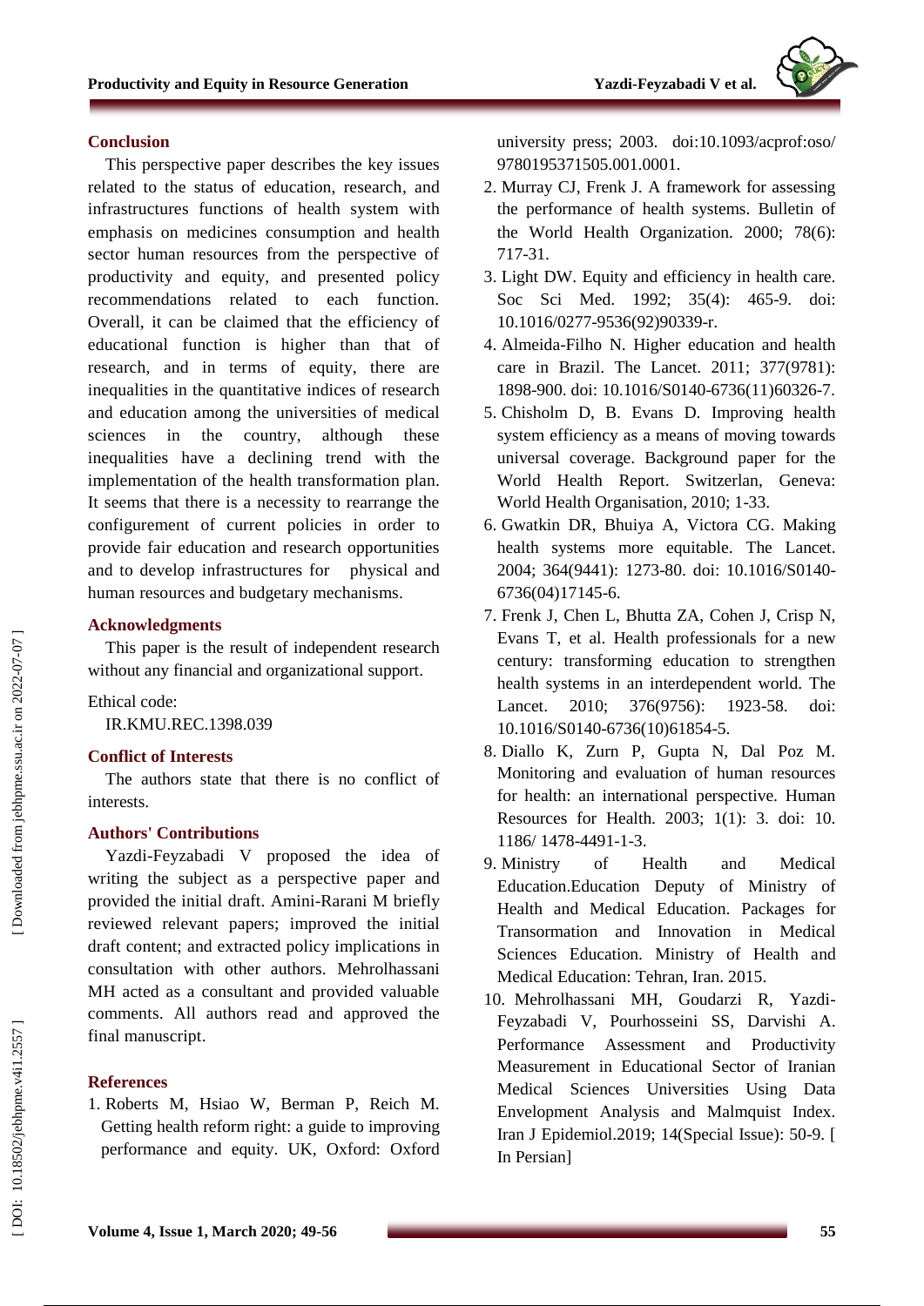## Conclusion

This perspective paper describes the key issues related to the status of education, research, and infrastructures functions of health system with emphasis on medicines consumption and health sector human resources from the perspective of productivity and equity, and presented policy recommendations related to each function. Overall, it can be claimed that the efficiency of educational function is higher than that of research, and in terms of equity, there are inequalities in the quantitative indices of research and education among the universities of medical sciences in the country, although these inequalities have a declining trend with the implementation of the health transformation plan. It seems that there is a necessity to rearrange the configurement of current policies in order to provide fair education and research opportunities and to develop infrastructures for physical and human resources and budgetary mechanisms.

## Acknowledgments

This paper is the result of independent research without any financial and organizational support.

Ethical code:
IR.KMU.REC.1398.039

## Conflict of Interests

The authors state that there is no conflict of interests.

## Authors' Contributions

Yazdi-Feyzabadi V proposed the idea of writing the subject as a perspective paper and provided the initial draft. Amini-Rarani M briefly reviewed relevant papers; improved the initial draft content; and extracted policy implications in consultation with other authors. Mehrolhassani MH acted as a consultant and provided valuable comments. All authors read and approved the final manuscript.

## References

1. Roberts M, Hsiao W, Berman P, Reich M. Getting health reform right: a guide to improving performance and equity. UK, Oxford: Oxford university press; 2003. doi:10.1093/acprof:oso/9780195371505.001.0001.
2. Murray CJ, Frenk J. A framework for assessing the performance of health systems. Bulletin of the World Health Organization. 2000; 78(6): 717-31.
3. Light DW. Equity and efficiency in health care. Soc Sci Med. 1992; 35(4): 465-9. doi: 10.1016/0277-9536(92)90339-r.
4. Almeida-Filho N. Higher education and health care in Brazil. The Lancet. 2011; 377(9781): 1898-900. doi: 10.1016/S0140-6736(11)60326-7.
5. Chisholm D, B. Evans D. Improving health system efficiency as a means of moving towards universal coverage. Background paper for the World Health Report. Switzerlan, Geneva: World Health Organisation, 2010; 1-33.
6. Gwatkin DR, Bhuiya A, Victora CG. Making health systems more equitable. The Lancet. 2004; 364(9441): 1273-80. doi: 10.1016/S0140-6736(04)17145-6.
7. Frenk J, Chen L, Bhutta ZA, Cohen J, Crisp N, Evans T, et al. Health professionals for a new century: transforming education to strengthen health systems in an interdependent world. The Lancet. 2010; 376(9756): 1923-58. doi: 10.1016/S0140-6736(10)61854-5.
8. Diallo K, Zurn P, Gupta N, Dal Poz M. Monitoring and evaluation of human resources for health: an international perspective. Human Resources for Health. 2003; 1(1): 3. doi: 10. 1186/ 1478-4491-1-3.
9. Ministry of Health and Medical Education.Education Deputy of Ministry of Health and Medical Education. Packages for Transormation and Innovation in Medical Sciences Education. Ministry of Health and Medical Education: Tehran, Iran. 2015.
10. Mehrolhassani MH, Goudarzi R, Yazdi-Feyzabadi V, Pourhosseini SS, Darvishi A. Performance Assessment and Productivity Measurement in Educational Sector of Iranian Medical Sciences Universities Using Data Envelopment Analysis and Malmquist Index. Iran J Epidemiol.2019; 14(Special Issue): 50-9. [ In Persian]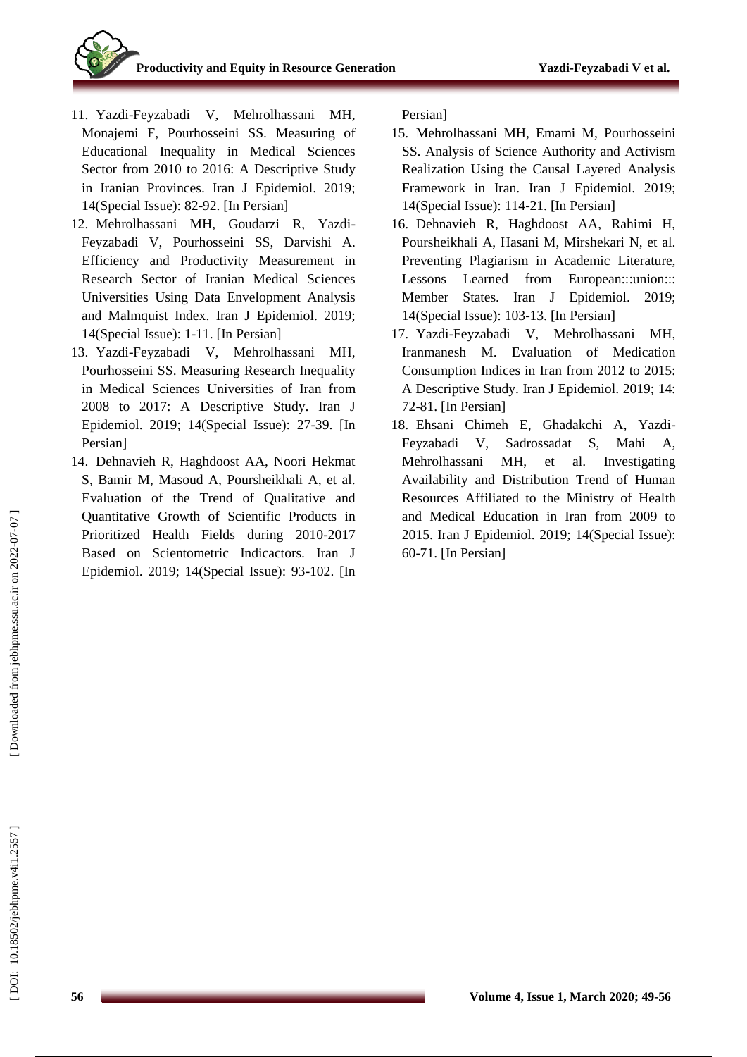11. Yazdi-Feyzabadi V, Mehrolhassani MH, Monajemi F, Pourhosseini SS. Measuring of Educational Inequality in Medical Sciences Sector from 2010 to 2016: A Descriptive Study in Iranian Provinces. Iran J Epidemiol. 2019; 14(Special Issue): 82-92. [In Persian]
12. Mehrolhassani MH, Goudarzi R, Yazdi-Feyzabadi V, Pourhosseini SS, Darvishi A. Efficiency and Productivity Measurement in Research Sector of Iranian Medical Sciences Universities Using Data Envelopment Analysis and Malmquist Index. Iran J Epidemiol. 2019; 14(Special Issue): 1-11. [In Persian]
13. Yazdi-Feyzabadi V, Mehrolhassani MH, Pourhosseini SS. Measuring Research Inequality in Medical Sciences Universities of Iran from 2008 to 2017: A Descriptive Study. Iran J Epidemiol. 2019; 14(Special Issue): 27-39. [In Persian]
14. Dehnavieh R, Haghdoost AA, Noori Hekmat S, Bamir M, Masoud A, Poursheikhali A, et al. Evaluation of the Trend of Qualitative and Quantitative Growth of Scientific Products in Prioritized Health Fields during 2010-2017 Based on Scientometric Indicactors. Iran J Epidemiol. 2019; 14(Special Issue): 93-102. [In Persian]
15. Mehrolhassani MH, Emami M, Pourhosseini SS. Analysis of Science Authority and Activism Realization Using the Causal Layered Analysis Framework in Iran. Iran J Epidemiol. 2019; 14(Special Issue): 114-21. [In Persian]
16. Dehnavieh R, Haghdoost AA, Rahimi H, Poursheikhali A, Hasani M, Mirshekari N, et al. Preventing Plagiarism in Academic Literature, Lessons Learned from European:::union::: Member States. Iran J Epidemiol. 2019; 14(Special Issue): 103-13. [In Persian]
17. Yazdi-Feyzabadi V, Mehrolhassani MH, Iranmanesh M. Evaluation of Medication Consumption Indices in Iran from 2012 to 2015: A Descriptive Study. Iran J Epidemiol. 2019; 14: 72-81. [In Persian]
18. Ehsani Chimeh E, Ghadakchi A, Yazdi-Feyzabadi V, Sadrossadat S, Mahi A, Mehrolhassani MH, et al. Investigating Availability and Distribution Trend of Human Resources Affiliated to the Ministry of Health and Medical Education in Iran from 2009 to 2015. Iran J Epidemiol. 2019; 14(Special Issue): 60-71. [In Persian]